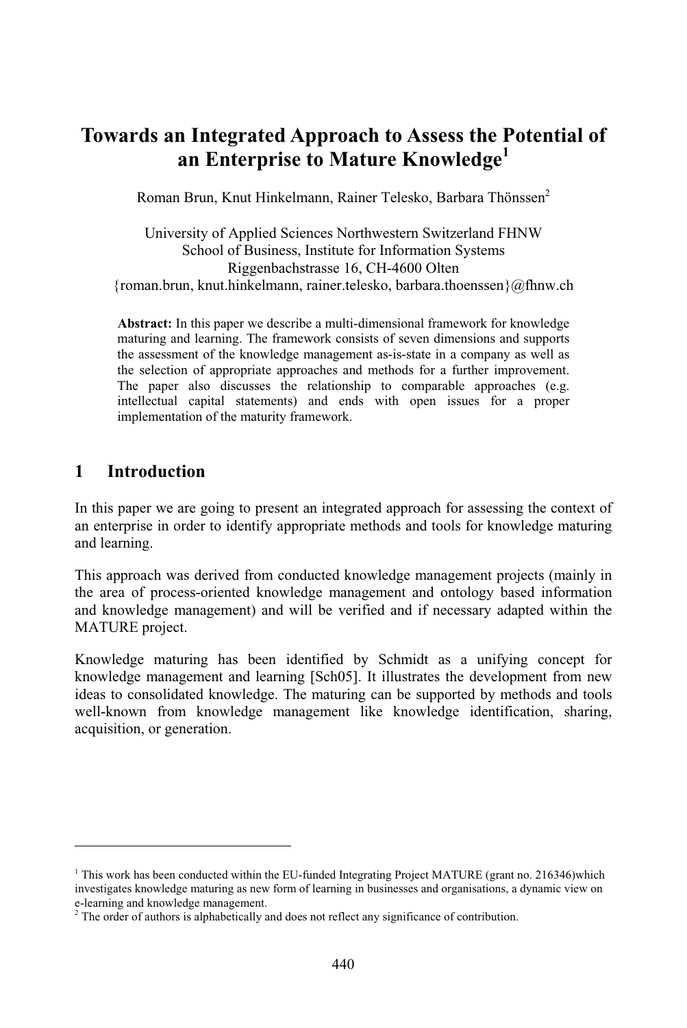# Towards an Integrated Approach to Assess the Potential of an Enterprise to Mature Knowledge[1]

Roman Brun, Knut Hinkelmann, Rainer Telesko, Barbara Thönssen[2]

University of Applied Sciences Northwestern Switzerland FHNW
School of Business, Institute for Information Systems
Riggenbachstrasse 16, CH-4600 Olten
{roman.brun, knut.hinkelmann, rainer.telesko, barbara.thoenssen}@fhnw.ch

**Abstract:** In this paper we describe a multi-dimensional framework for knowledge maturing and learning. The framework consists of seven dimensions and supports the assessment of the knowledge management as-is-state in a company as well as the selection of appropriate approaches and methods for a further improvement. The paper also discusses the relationship to comparable approaches (e.g. intellectual capital statements) and ends with open issues for a proper implementation of the maturity framework.

## 1 Introduction

In this paper we are going to present an integrated approach for assessing the context of an enterprise in order to identify appropriate methods and tools for knowledge maturing and learning.

This approach was derived from conducted knowledge management projects (mainly in the area of process-oriented knowledge management and ontology based information and knowledge management) and will be verified and if necessary adapted within the MATURE project.

Knowledge maturing has been identified by Schmidt as a unifying concept for knowledge management and learning [Sch05]. It illustrates the development from new ideas to consolidated knowledge. The maturing can be supported by methods and tools well-known from knowledge management like knowledge identification, sharing, acquisition, or generation.

---

[1] This work has been conducted within the EU-funded Integrating Project MATURE (grant no. 216346)which investigates knowledge maturing as new form of learning in businesses and organisations, a dynamic view on e-learning and knowledge management.

[2] The order of authors is alphabetically and does not reflect any significance of contribution.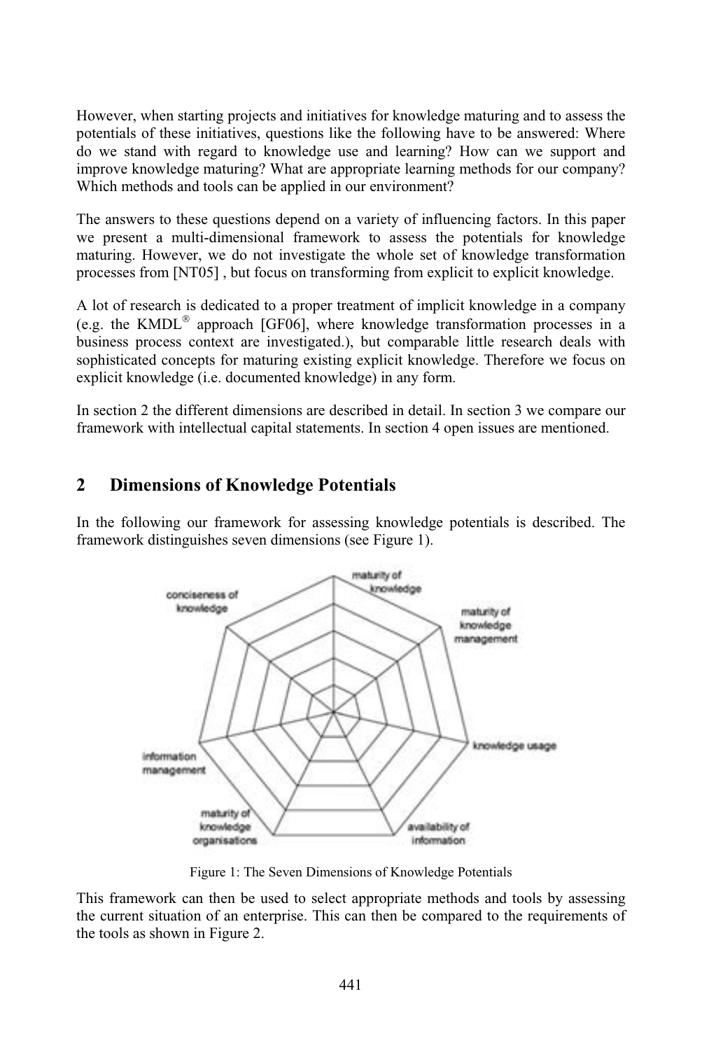However, when starting projects and initiatives for knowledge maturing and to assess the potentials of these initiatives, questions like the following have to be answered: Where do we stand with regard to knowledge use and learning? How can we support and improve knowledge maturing? What are appropriate learning methods for our company? Which methods and tools can be applied in our environment?

The answers to these questions depend on a variety of influencing factors. In this paper we present a multi-dimensional framework to assess the potentials for knowledge maturing. However, we do not investigate the whole set of knowledge transformation processes from [NT05] , but focus on transforming from explicit to explicit knowledge.

A lot of research is dedicated to a proper treatment of implicit knowledge in a company (e.g. the KMDL® approach [GF06], where knowledge transformation processes in a business process context are investigated.), but comparable little research deals with sophisticated concepts for maturing existing explicit knowledge. Therefore we focus on explicit knowledge (i.e. documented knowledge) in any form.

In section 2 the different dimensions are described in detail. In section 3 we compare our framework with intellectual capital statements. In section 4 open issues are mentioned.

## 2 Dimensions of Knowledge Potentials

In the following our framework for assessing knowledge potentials is described. The framework distinguishes seven dimensions (see Figure 1).

Figure 1: The Seven Dimensions of Knowledge Potentials

This framework can then be used to select appropriate methods and tools by assessing the current situation of an enterprise. This can then be compared to the requirements of the tools as shown in Figure 2.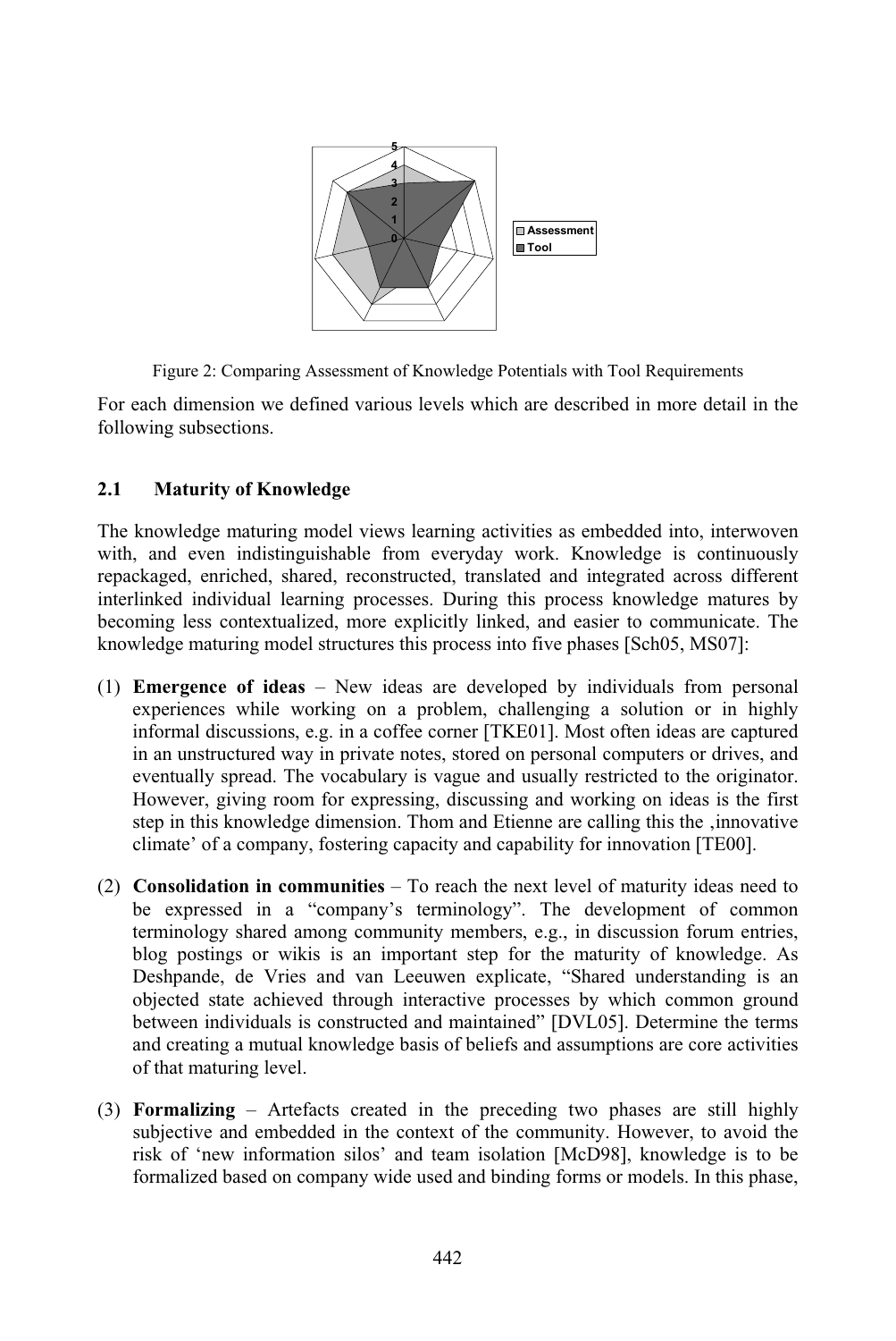Figure 2: Comparing Assessment of Knowledge Potentials with Tool Requirements

For each dimension we defined various levels which are described in more detail in the following subsections.

### 2.1 Maturity of Knowledge

The knowledge maturing model views learning activities as embedded into, interwoven with, and even indistinguishable from everyday work. Knowledge is continuously repackaged, enriched, shared, reconstructed, translated and integrated across different interlinked individual learning processes. During this process knowledge matures by becoming less contextualized, more explicitly linked, and easier to communicate. The knowledge maturing model structures this process into five phases [Sch05, MS07]:

(1) **Emergence of ideas** – New ideas are developed by individuals from personal experiences while working on a problem, challenging a solution or in highly informal discussions, e.g. in a coffee corner [TKE01]. Most often ideas are captured in an unstructured way in private notes, stored on personal computers or drives, and eventually spread. The vocabulary is vague and usually restricted to the originator. However, giving room for expressing, discussing and working on ideas is the first step in this knowledge dimension. Thom and Etienne are calling this the ‚innovative climate' of a company, fostering capacity and capability for innovation [TE00].

(2) **Consolidation in communities** – To reach the next level of maturity ideas need to be expressed in a "company's terminology". The development of common terminology shared among community members, e.g., in discussion forum entries, blog postings or wikis is an important step for the maturity of knowledge. As Deshpande, de Vries and van Leeuwen explicate, "Shared understanding is an objected state achieved through interactive processes by which common ground between individuals is constructed and maintained" [DVL05]. Determine the terms and creating a mutual knowledge basis of beliefs and assumptions are core activities of that maturing level.

(3) **Formalizing** – Artefacts created in the preceding two phases are still highly subjective and embedded in the context of the community. However, to avoid the risk of 'new information silos' and team isolation [McD98], knowledge is to be formalized based on company wide used and binding forms or models. In this phase,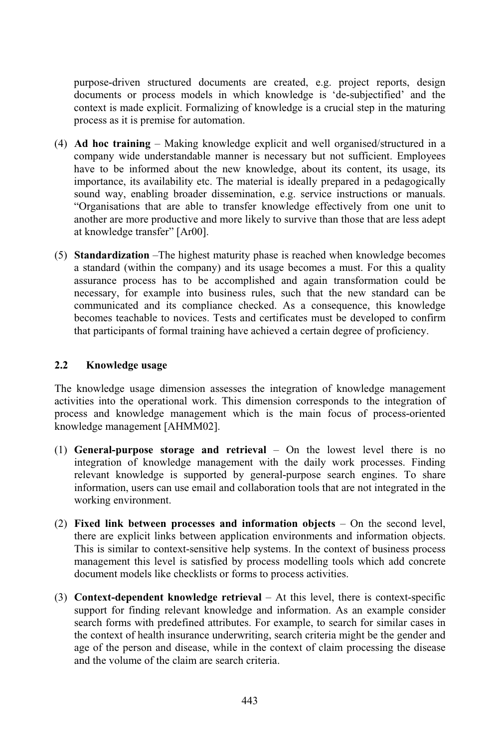purpose-driven structured documents are created, e.g. project reports, design documents or process models in which knowledge is 'de-subjectified' and the context is made explicit. Formalizing of knowledge is a crucial step in the maturing process as it is premise for automation.

(4) **Ad hoc training** – Making knowledge explicit and well organised/structured in a company wide understandable manner is necessary but not sufficient. Employees have to be informed about the new knowledge, about its content, its usage, its importance, its availability etc. The material is ideally prepared in a pedagogically sound way, enabling broader dissemination, e.g. service instructions or manuals. "Organisations that are able to transfer knowledge effectively from one unit to another are more productive and more likely to survive than those that are less adept at knowledge transfer" [Ar00].

(5) **Standardization** –The highest maturity phase is reached when knowledge becomes a standard (within the company) and its usage becomes a must. For this a quality assurance process has to be accomplished and again transformation could be necessary, for example into business rules, such that the new standard can be communicated and its compliance checked. As a consequence, this knowledge becomes teachable to novices. Tests and certificates must be developed to confirm that participants of formal training have achieved a certain degree of proficiency.

### 2.2 Knowledge usage

The knowledge usage dimension assesses the integration of knowledge management activities into the operational work. This dimension corresponds to the integration of process and knowledge management which is the main focus of process-oriented knowledge management [AHMM02].

(1) **General-purpose storage and retrieval** – On the lowest level there is no integration of knowledge management with the daily work processes. Finding relevant knowledge is supported by general-purpose search engines. To share information, users can use email and collaboration tools that are not integrated in the working environment.

(2) **Fixed link between processes and information objects** – On the second level, there are explicit links between application environments and information objects. This is similar to context-sensitive help systems. In the context of business process management this level is satisfied by process modelling tools which add concrete document models like checklists or forms to process activities.

(3) **Context-dependent knowledge retrieval** – At this level, there is context-specific support for finding relevant knowledge and information. As an example consider search forms with predefined attributes. For example, to search for similar cases in the context of health insurance underwriting, search criteria might be the gender and age of the person and disease, while in the context of claim processing the disease and the volume of the claim are search criteria.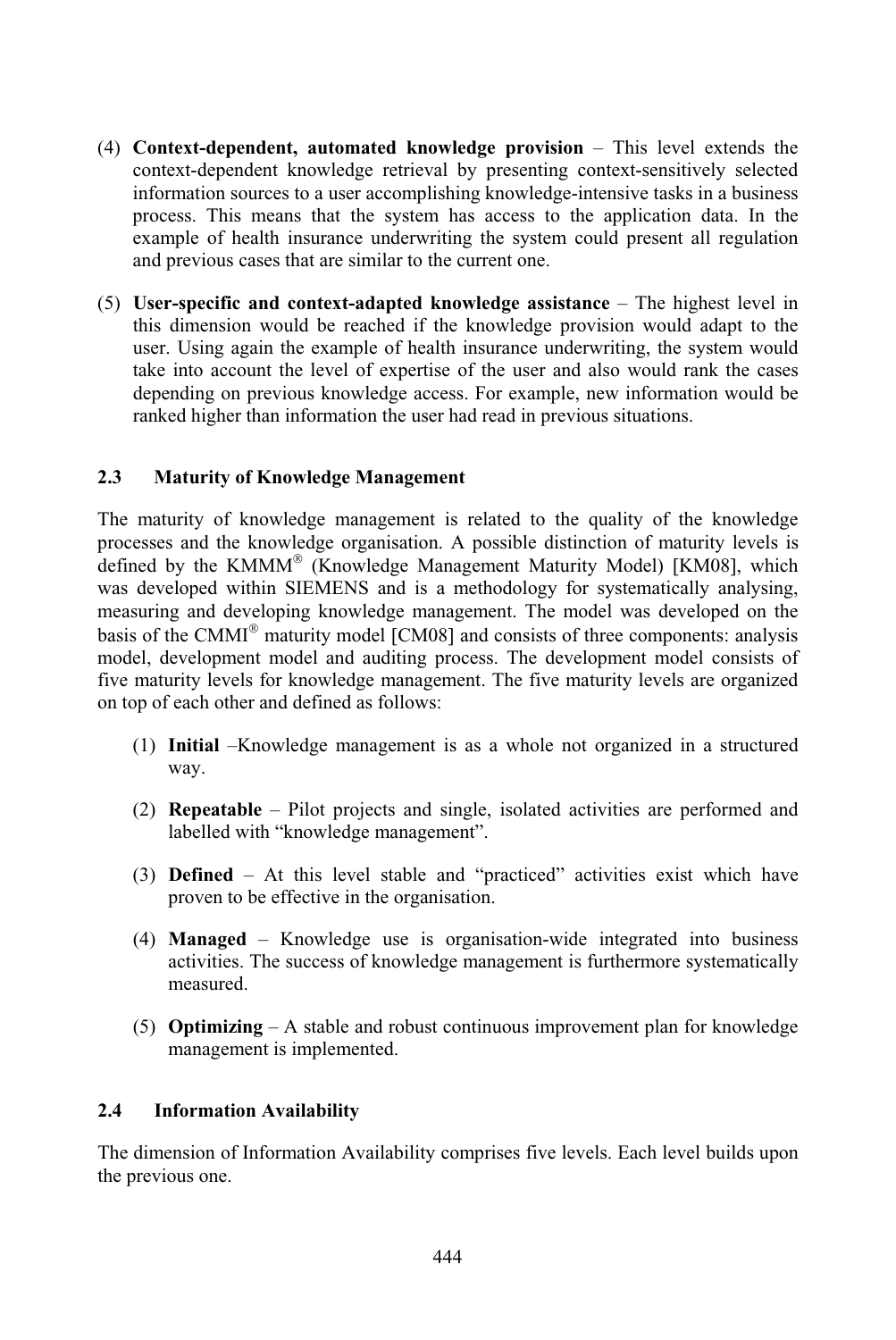(4) **Context-dependent, automated knowledge provision** – This level extends the context-dependent knowledge retrieval by presenting context-sensitively selected information sources to a user accomplishing knowledge-intensive tasks in a business process. This means that the system has access to the application data. In the example of health insurance underwriting the system could present all regulation and previous cases that are similar to the current one.

(5) **User-specific and context-adapted knowledge assistance** – The highest level in this dimension would be reached if the knowledge provision would adapt to the user. Using again the example of health insurance underwriting, the system would take into account the level of expertise of the user and also would rank the cases depending on previous knowledge access. For example, new information would be ranked higher than information the user had read in previous situations.

### 2.3 Maturity of Knowledge Management

The maturity of knowledge management is related to the quality of the knowledge processes and the knowledge organisation. A possible distinction of maturity levels is defined by the KMMM® (Knowledge Management Maturity Model) [KM08], which was developed within SIEMENS and is a methodology for systematically analysing, measuring and developing knowledge management. The model was developed on the basis of the CMMI® maturity model [CM08] and consists of three components: analysis model, development model and auditing process. The development model consists of five maturity levels for knowledge management. The five maturity levels are organized on top of each other and defined as follows:

(1) **Initial** –Knowledge management is as a whole not organized in a structured way.

(2) **Repeatable** – Pilot projects and single, isolated activities are performed and labelled with "knowledge management".

(3) **Defined** – At this level stable and "practiced" activities exist which have proven to be effective in the organisation.

(4) **Managed** – Knowledge use is organisation-wide integrated into business activities. The success of knowledge management is furthermore systematically measured.

(5) **Optimizing** – A stable and robust continuous improvement plan for knowledge management is implemented.

### 2.4 Information Availability

The dimension of Information Availability comprises five levels. Each level builds upon the previous one.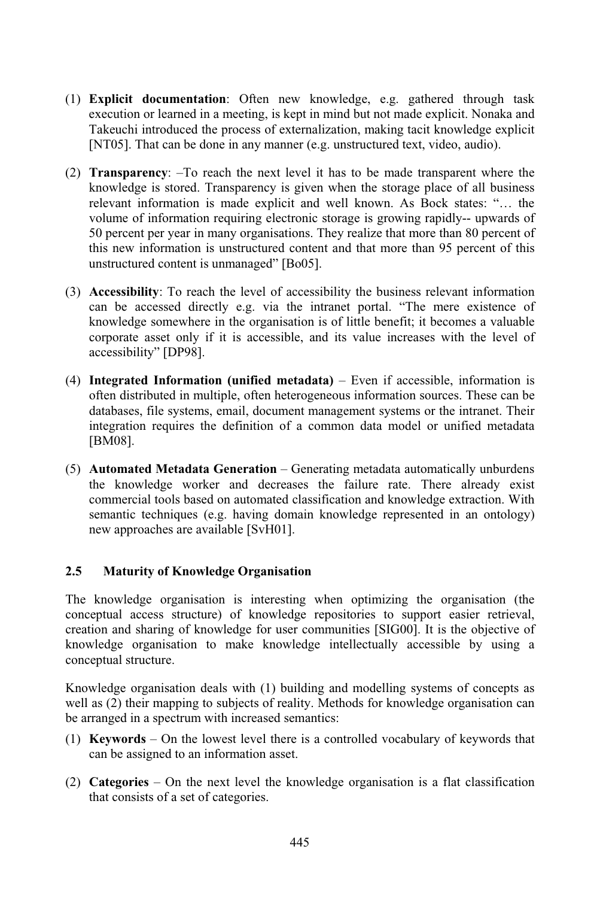(1) **Explicit documentation**: Often new knowledge, e.g. gathered through task execution or learned in a meeting, is kept in mind but not made explicit. Nonaka and Takeuchi introduced the process of externalization, making tacit knowledge explicit [NT05]. That can be done in any manner (e.g. unstructured text, video, audio).

(2) **Transparency**: –To reach the next level it has to be made transparent where the knowledge is stored. Transparency is given when the storage place of all business relevant information is made explicit and well known. As Bock states: "… the volume of information requiring electronic storage is growing rapidly-- upwards of 50 percent per year in many organisations. They realize that more than 80 percent of this new information is unstructured content and that more than 95 percent of this unstructured content is unmanaged" [Bo05].

(3) **Accessibility**: To reach the level of accessibility the business relevant information can be accessed directly e.g. via the intranet portal. "The mere existence of knowledge somewhere in the organisation is of little benefit; it becomes a valuable corporate asset only if it is accessible, and its value increases with the level of accessibility" [DP98].

(4) **Integrated Information (unified metadata)** – Even if accessible, information is often distributed in multiple, often heterogeneous information sources. These can be databases, file systems, email, document management systems or the intranet. Their integration requires the definition of a common data model or unified metadata [BM08].

(5) **Automated Metadata Generation** – Generating metadata automatically unburdens the knowledge worker and decreases the failure rate. There already exist commercial tools based on automated classification and knowledge extraction. With semantic techniques (e.g. having domain knowledge represented in an ontology) new approaches are available [SvH01].

### 2.5 Maturity of Knowledge Organisation

The knowledge organisation is interesting when optimizing the organisation (the conceptual access structure) of knowledge repositories to support easier retrieval, creation and sharing of knowledge for user communities [SIG00]. It is the objective of knowledge organisation to make knowledge intellectually accessible by using a conceptual structure.

Knowledge organisation deals with (1) building and modelling systems of concepts as well as (2) their mapping to subjects of reality. Methods for knowledge organisation can be arranged in a spectrum with increased semantics:

(1) **Keywords** – On the lowest level there is a controlled vocabulary of keywords that can be assigned to an information asset.

(2) **Categories** – On the next level the knowledge organisation is a flat classification that consists of a set of categories.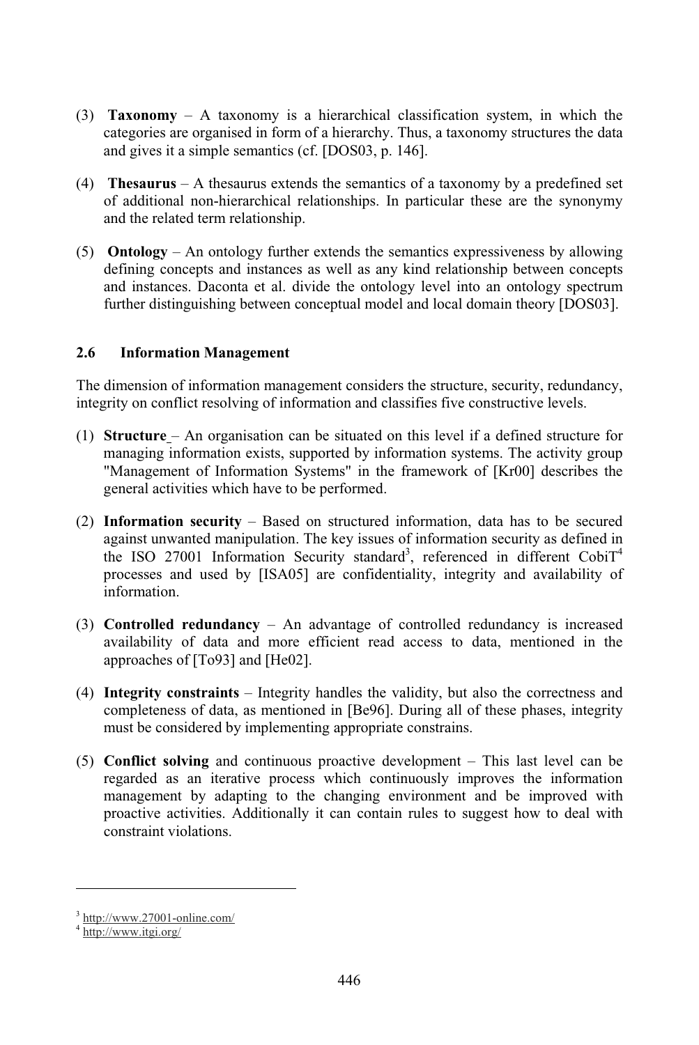(3) **Taxonomy** – A taxonomy is a hierarchical classification system, in which the categories are organised in form of a hierarchy. Thus, a taxonomy structures the data and gives it a simple semantics (cf. [DOS03, p. 146].

(4) **Thesaurus** – A thesaurus extends the semantics of a taxonomy by a predefined set of additional non-hierarchical relationships. In particular these are the synonymy and the related term relationship.

(5) **Ontology** – An ontology further extends the semantics expressiveness by allowing defining concepts and instances as well as any kind relationship between concepts and instances. Daconta et al. divide the ontology level into an ontology spectrum further distinguishing between conceptual model and local domain theory [DOS03].

## 2.6 Information Management

The dimension of information management considers the structure, security, redundancy, integrity on conflict resolving of information and classifies five constructive levels.

(1) **Structure** – An organisation can be situated on this level if a defined structure for managing information exists, supported by information systems. The activity group "Management of Information Systems" in the framework of [Kr00] describes the general activities which have to be performed.

(2) **Information security** – Based on structured information, data has to be secured against unwanted manipulation. The key issues of information security as defined in the ISO 27001 Information Security standard[3], referenced in different CobiT[4] processes and used by [ISA05] are confidentiality, integrity and availability of information.

(3) **Controlled redundancy** – An advantage of controlled redundancy is increased availability of data and more efficient read access to data, mentioned in the approaches of [To93] and [He02].

(4) **Integrity constraints** – Integrity handles the validity, but also the correctness and completeness of data, as mentioned in [Be96]. During all of these phases, integrity must be considered by implementing appropriate constrains.

(5) **Conflict solving** and continuous proactive development – This last level can be regarded as an iterative process which continuously improves the information management by adapting to the changing environment and be improved with proactive activities. Additionally it can contain rules to suggest how to deal with constraint violations.

---

[3] http://www.27001-online.com/

[4] http://www.itgi.org/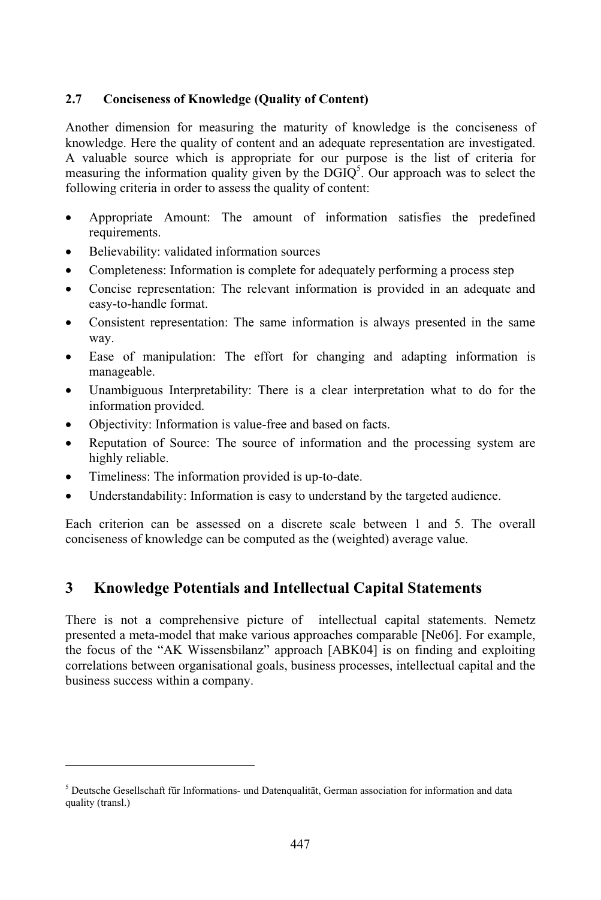### 2.7 Conciseness of Knowledge (Quality of Content)

Another dimension for measuring the maturity of knowledge is the conciseness of knowledge. Here the quality of content and an adequate representation are investigated. A valuable source which is appropriate for our purpose is the list of criteria for measuring the information quality given by the DGIQ[5]. Our approach was to select the following criteria in order to assess the quality of content:

- Appropriate Amount: The amount of information satisfies the predefined requirements.
- Believability: validated information sources
- Completeness: Information is complete for adequately performing a process step
- Concise representation: The relevant information is provided in an adequate and easy-to-handle format.
- Consistent representation: The same information is always presented in the same way.
- Ease of manipulation: The effort for changing and adapting information is manageable.
- Unambiguous Interpretability: There is a clear interpretation what to do for the information provided.
- Objectivity: Information is value-free and based on facts.
- Reputation of Source: The source of information and the processing system are highly reliable.
- Timeliness: The information provided is up-to-date.
- Understandability: Information is easy to understand by the targeted audience.

Each criterion can be assessed on a discrete scale between 1 and 5. The overall conciseness of knowledge can be computed as the (weighted) average value.

## 3 Knowledge Potentials and Intellectual Capital Statements

There is not a comprehensive picture of intellectual capital statements. Nemetz presented a meta-model that make various approaches comparable [Ne06]. For example, the focus of the "AK Wissensbilanz" approach [ABK04] is on finding and exploiting correlations between organisational goals, business processes, intellectual capital and the business success within a company.

[5] Deutsche Gesellschaft für Informations- und Datenqualität, German association for information and data quality (transl.)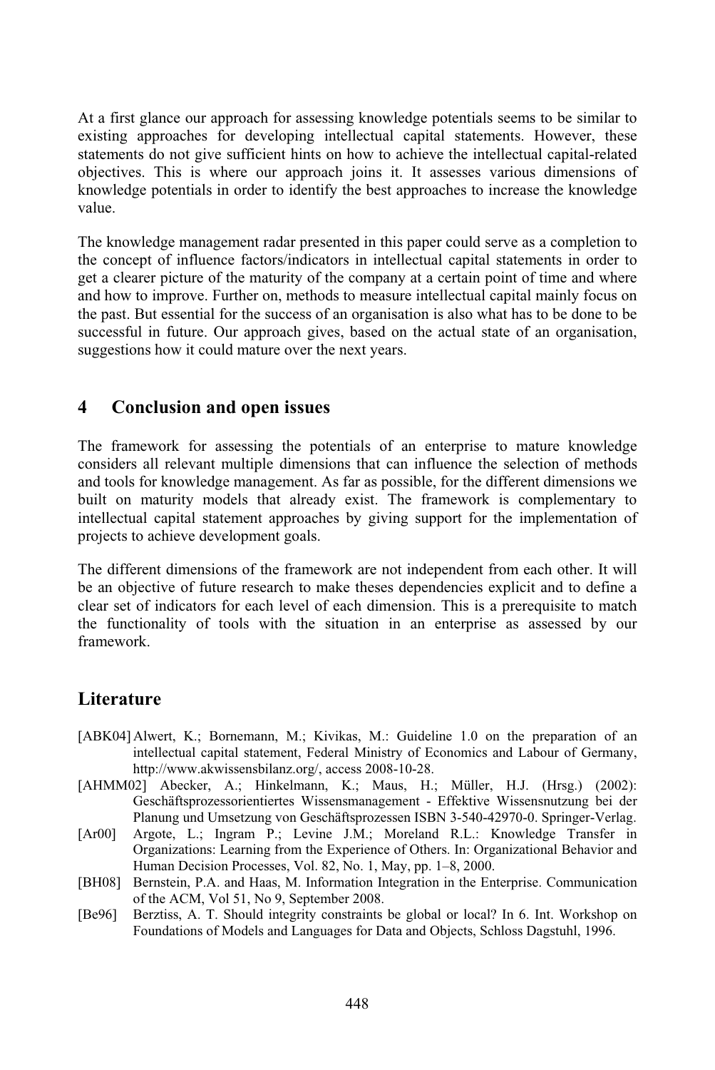At a first glance our approach for assessing knowledge potentials seems to be similar to existing approaches for developing intellectual capital statements. However, these statements do not give sufficient hints on how to achieve the intellectual capital-related objectives. This is where our approach joins it. It assesses various dimensions of knowledge potentials in order to identify the best approaches to increase the knowledge value.

The knowledge management radar presented in this paper could serve as a completion to the concept of influence factors/indicators in intellectual capital statements in order to get a clearer picture of the maturity of the company at a certain point of time and where and how to improve. Further on, methods to measure intellectual capital mainly focus on the past. But essential for the success of an organisation is also what has to be done to be successful in future. Our approach gives, based on the actual state of an organisation, suggestions how it could mature over the next years.

## 4 Conclusion and open issues

The framework for assessing the potentials of an enterprise to mature knowledge considers all relevant multiple dimensions that can influence the selection of methods and tools for knowledge management. As far as possible, for the different dimensions we built on maturity models that already exist. The framework is complementary to intellectual capital statement approaches by giving support for the implementation of projects to achieve development goals.

The different dimensions of the framework are not independent from each other. It will be an objective of future research to make theses dependencies explicit and to define a clear set of indicators for each level of each dimension. This is a prerequisite to match the functionality of tools with the situation in an enterprise as assessed by our framework.

## Literature

- [ABK04] Alwert, K.; Bornemann, M.; Kivikas, M.: Guideline 1.0 on the preparation of an intellectual capital statement, Federal Ministry of Economics and Labour of Germany, http://www.akwissensbilanz.org/, access 2008-10-28.
- [AHMM02] Abecker, A.; Hinkelmann, K.; Maus, H.; Müller, H.J. (Hrsg.) (2002): Geschäftsprozessorientiertes Wissensmanagement - Effektive Wissensnutzung bei der Planung und Umsetzung von Geschäftsprozessen ISBN 3-540-42970-0. Springer-Verlag.
- [Ar00] Argote, L.; Ingram P.; Levine J.M.; Moreland R.L.: Knowledge Transfer in Organizations: Learning from the Experience of Others. In: Organizational Behavior and Human Decision Processes, Vol. 82, No. 1, May, pp. 1–8, 2000.
- [BH08] Bernstein, P.A. and Haas, M. Information Integration in the Enterprise. Communication of the ACM, Vol 51, No 9, September 2008.
- [Be96] Berztiss, A. T. Should integrity constraints be global or local? In 6. Int. Workshop on Foundations of Models and Languages for Data and Objects, Schloss Dagstuhl, 1996.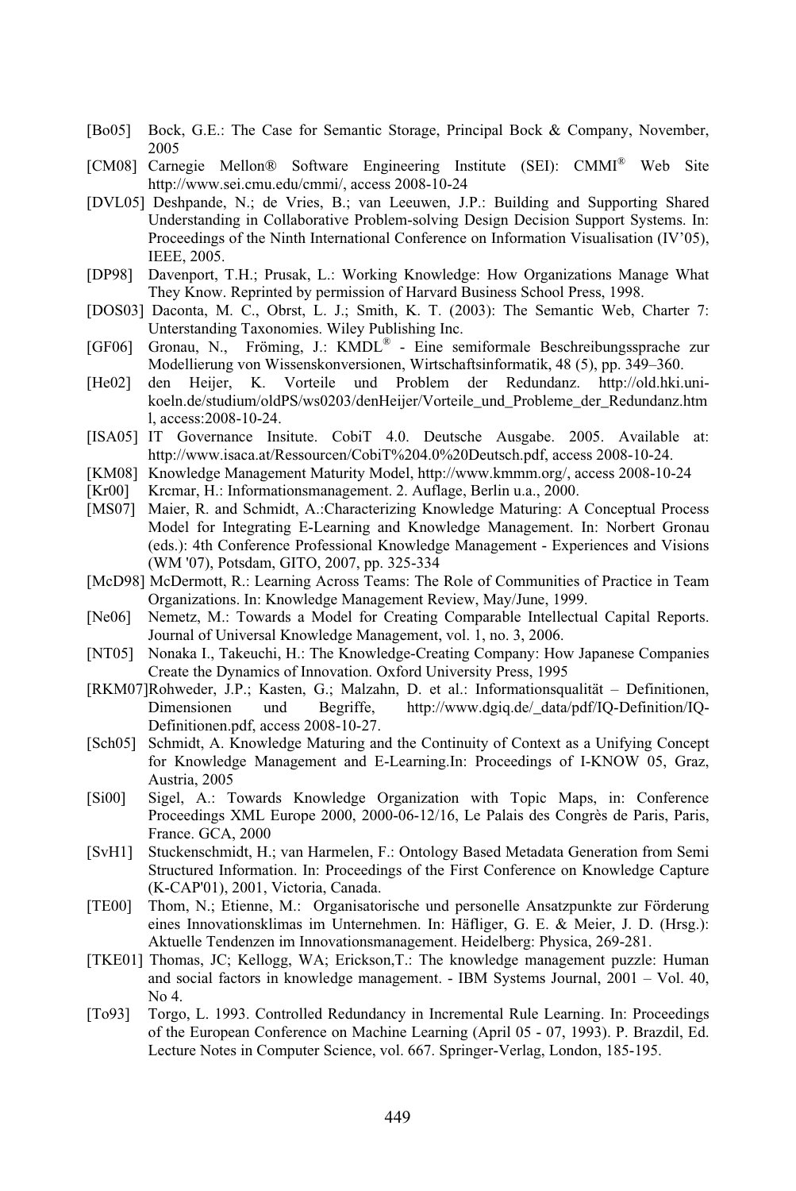[Bo05] Bock, G.E.: The Case for Semantic Storage, Principal Bock & Company, November, 2005

[CM08] Carnegie Mellon® Software Engineering Institute (SEI): CMMI® Web Site http://www.sei.cmu.edu/cmmi/, access 2008-10-24

[DVL05] Deshpande, N.; de Vries, B.; van Leeuwen, J.P.: Building and Supporting Shared Understanding in Collaborative Problem-solving Design Decision Support Systems. In: Proceedings of the Ninth International Conference on Information Visualisation (IV'05), IEEE, 2005.

[DP98] Davenport, T.H.; Prusak, L.: Working Knowledge: How Organizations Manage What They Know. Reprinted by permission of Harvard Business School Press, 1998.

[DOS03] Daconta, M. C., Obrst, L. J.; Smith, K. T. (2003): The Semantic Web, Charter 7: Unterstanding Taxonomies. Wiley Publishing Inc.

[GF06] Gronau, N., Fröming, J.: KMDL® - Eine semiformale Beschreibungssprache zur Modellierung von Wissenskonversionen, Wirtschaftsinformatik, 48 (5), pp. 349–360.

[He02] den Heijer, K. Vorteile und Problem der Redundanz. http://old.hki.uni-koeln.de/studium/oldPS/ws0203/denHeijer/Vorteile_und_Probleme_der_Redundanz.html, access:2008-10-24.

[ISA05] IT Governance Insitute. CobiT 4.0. Deutsche Ausgabe. 2005. Available at: http://www.isaca.at/Ressourcen/CobiT%204.0%20Deutsch.pdf, access 2008-10-24.

[KM08] Knowledge Management Maturity Model, http://www.kmmm.org/, access 2008-10-24

[Kr00] Krcmar, H.: Informationsmanagement. 2. Auflage, Berlin u.a., 2000.

[MS07] Maier, R. and Schmidt, A.:Characterizing Knowledge Maturing: A Conceptual Process Model for Integrating E-Learning and Knowledge Management. In: Norbert Gronau (eds.): 4th Conference Professional Knowledge Management - Experiences and Visions (WM '07), Potsdam, GITO, 2007, pp. 325-334

[McD98] McDermott, R.: Learning Across Teams: The Role of Communities of Practice in Team Organizations. In: Knowledge Management Review, May/June, 1999.

[Ne06] Nemetz, M.: Towards a Model for Creating Comparable Intellectual Capital Reports. Journal of Universal Knowledge Management, vol. 1, no. 3, 2006.

[NT05] Nonaka I., Takeuchi, H.: The Knowledge-Creating Company: How Japanese Companies Create the Dynamics of Innovation. Oxford University Press, 1995

[RKM07] Rohweder, J.P.; Kasten, G.; Malzahn, D. et al.: Informationsqualität – Definitionen, Dimensionen und Begriffe, http://www.dgiq.de/_data/pdf/IQ-Definition/IQ-Definitionen.pdf, access 2008-10-27.

[Sch05] Schmidt, A. Knowledge Maturing and the Continuity of Context as a Unifying Concept for Knowledge Management and E-Learning.In: Proceedings of I-KNOW 05, Graz, Austria, 2005

[Si00] Sigel, A.: Towards Knowledge Organization with Topic Maps, in: Conference Proceedings XML Europe 2000, 2000-06-12/16, Le Palais des Congrès de Paris, Paris, France. GCA, 2000

[SvH1] Stuckenschmidt, H.; van Harmelen, F.: Ontology Based Metadata Generation from Semi Structured Information. In: Proceedings of the First Conference on Knowledge Capture (K-CAP'01), 2001, Victoria, Canada.

[TE00] Thom, N.; Etienne, M.: Organisatorische und personelle Ansatzpunkte zur Förderung eines Innovationsklimas im Unternehmen. In: Häfliger, G. E. & Meier, J. D. (Hrsg.): Aktuelle Tendenzen im Innovationsmanagement. Heidelberg: Physica, 269-281.

[TKE01] Thomas, JC; Kellogg, WA; Erickson,T.: The knowledge management puzzle: Human and social factors in knowledge management. - IBM Systems Journal, 2001 – Vol. 40, No 4.

[To93] Torgo, L. 1993. Controlled Redundancy in Incremental Rule Learning. In: Proceedings of the European Conference on Machine Learning (April 05 - 07, 1993). P. Brazdil, Ed. Lecture Notes in Computer Science, vol. 667. Springer-Verlag, London, 185-195.